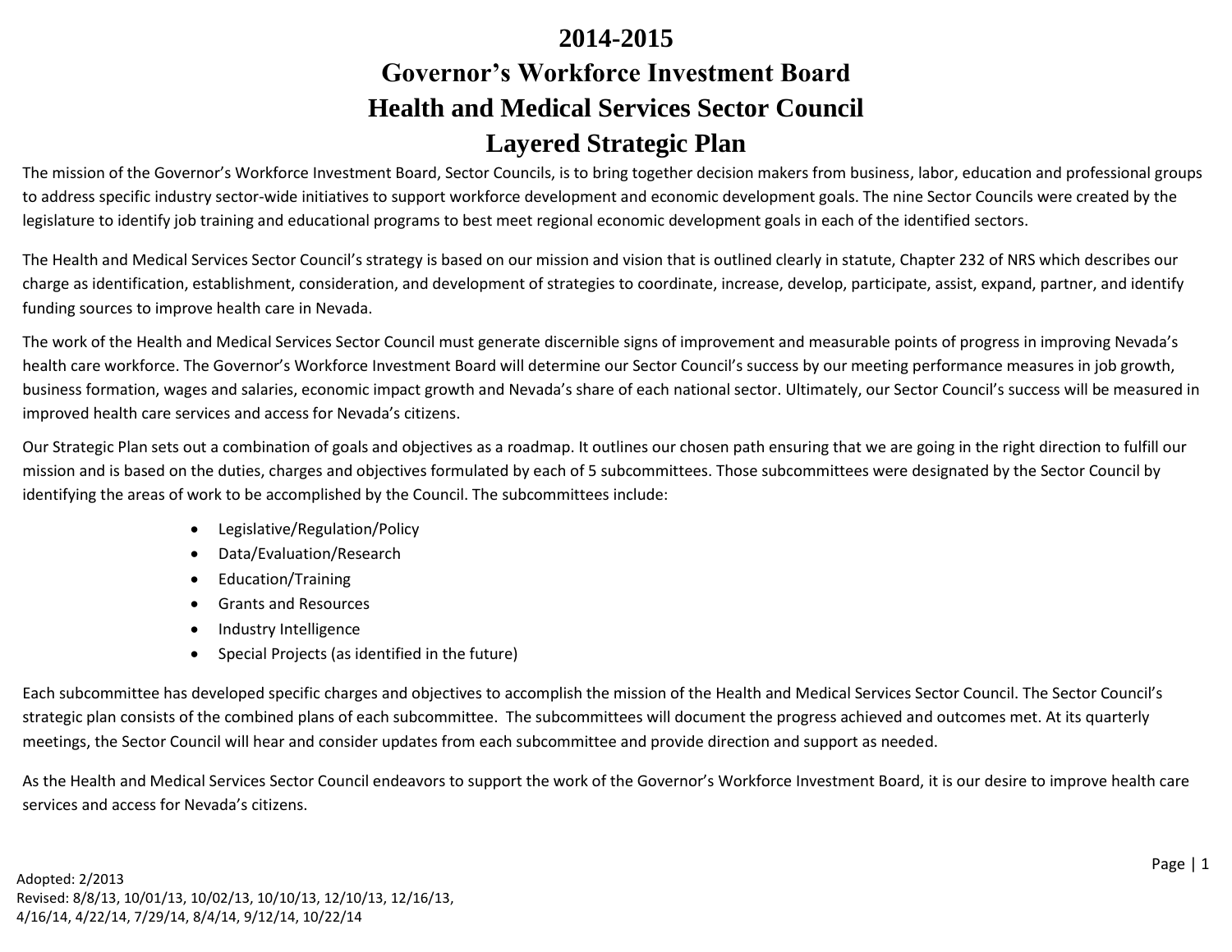# 2014-2015
# Governor's Workforce Investment Board
# Health and Medical Services Sector Council
# Layered Strategic Plan

The mission of the Governor's Workforce Investment Board, Sector Councils, is to bring together decision makers from business, labor, education and professional groups to address specific industry sector-wide initiatives to support workforce development and economic development goals. The nine Sector Councils were created by the legislature to identify job training and educational programs to best meet regional economic development goals in each of the identified sectors.

The Health and Medical Services Sector Council's strategy is based on our mission and vision that is outlined clearly in statute, Chapter 232 of NRS which describes our charge as identification, establishment, consideration, and development of strategies to coordinate, increase, develop, participate, assist, expand, partner, and identify funding sources to improve health care in Nevada.

The work of the Health and Medical Services Sector Council must generate discernible signs of improvement and measurable points of progress in improving Nevada's health care workforce. The Governor's Workforce Investment Board will determine our Sector Council's success by our meeting performance measures in job growth, business formation, wages and salaries, economic impact growth and Nevada's share of each national sector. Ultimately, our Sector Council's success will be measured in improved health care services and access for Nevada's citizens.

Our Strategic Plan sets out a combination of goals and objectives as a roadmap. It outlines our chosen path ensuring that we are going in the right direction to fulfill our mission and is based on the duties, charges and objectives formulated by each of 5 subcommittees. Those subcommittees were designated by the Sector Council by identifying the areas of work to be accomplished by the Council. The subcommittees include:

- Legislative/Regulation/Policy
- Data/Evaluation/Research
- Education/Training
- Grants and Resources
- Industry Intelligence
- Special Projects (as identified in the future)

Each subcommittee has developed specific charges and objectives to accomplish the mission of the Health and Medical Services Sector Council. The Sector Council's strategic plan consists of the combined plans of each subcommittee. The subcommittees will document the progress achieved and outcomes met. At its quarterly meetings, the Sector Council will hear and consider updates from each subcommittee and provide direction and support as needed.

As the Health and Medical Services Sector Council endeavors to support the work of the Governor's Workforce Investment Board, it is our desire to improve health care services and access for Nevada's citizens.

Adopted: 2/2013
Revised: 8/8/13, 10/01/13, 10/02/13, 10/10/13, 12/10/13, 12/16/13, 4/16/14, 4/22/14, 7/29/14, 8/4/14, 9/12/14, 10/22/14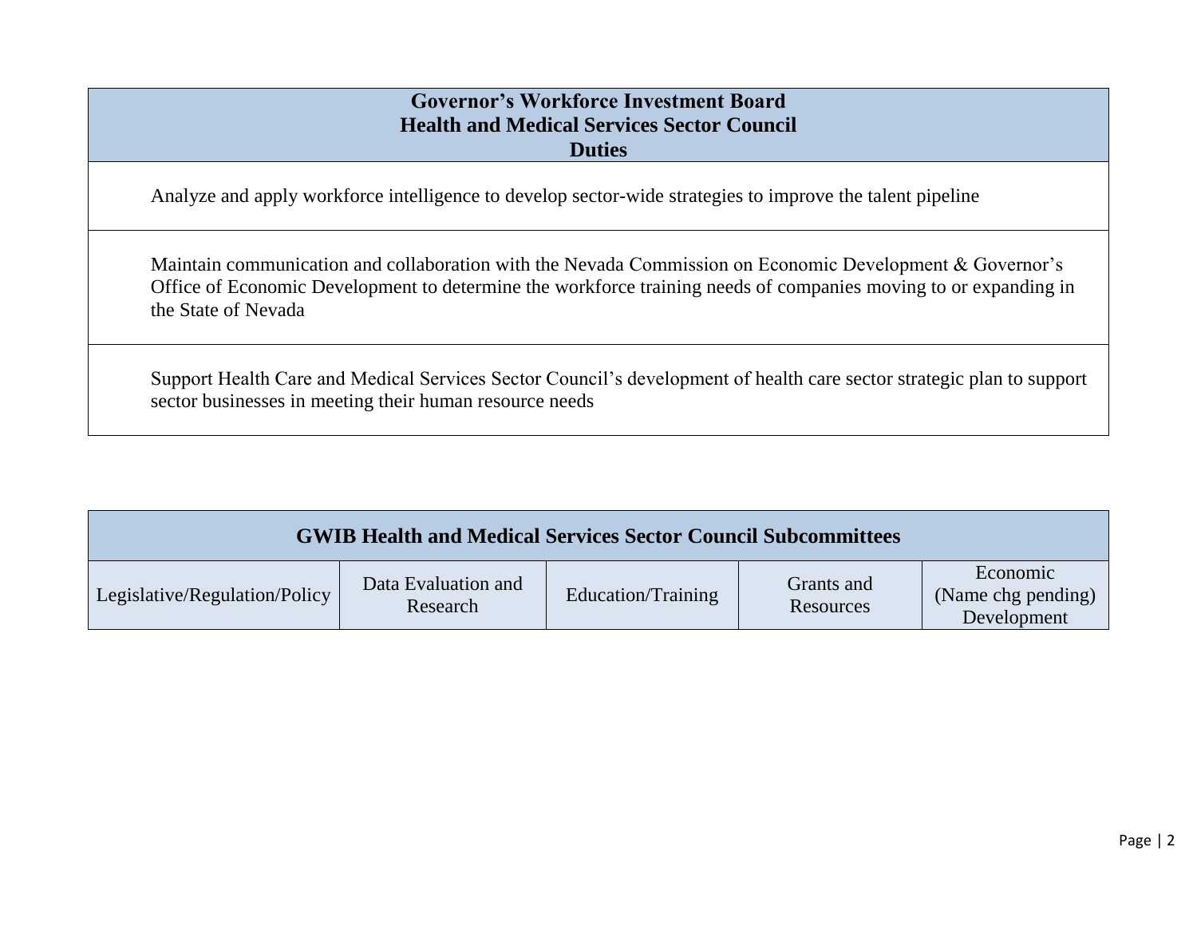| Governor's Workforce Investment Board<br>Health and Medical Services Sector Council<br>Duties |
|---|
| Analyze and apply workforce intelligence to develop sector-wide strategies to improve the talent pipeline |
| Maintain communication and collaboration with the Nevada Commission on Economic Development & Governor's Office of Economic Development to determine the workforce training needs of companies moving to or expanding in the State of Nevada |
| Support Health Care and Medical Services Sector Council's development of health care sector strategic plan to support sector businesses in meeting their human resource needs |

| GWIB Health and Medical Services Sector Council Subcommittees | | | | |
|---|---|---|---|---|
| Legislative/Regulation/Policy | Data Evaluation and Research | Education/Training | Grants and Resources | Economic (Name chg pending) Development |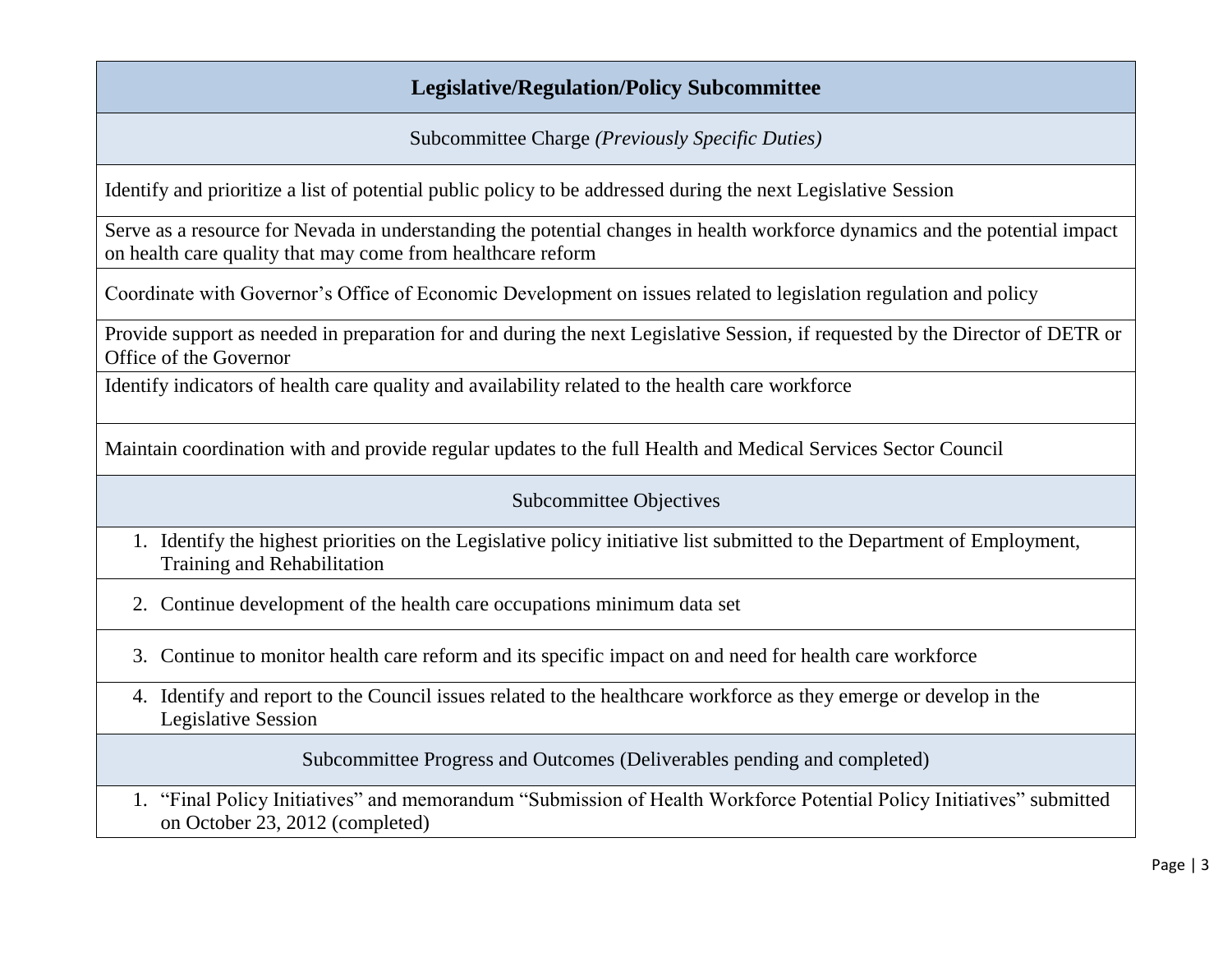## Legislative/Regulation/Policy Subcommittee

### Subcommittee Charge *(Previously Specific Duties)*

Identify and prioritize a list of potential public policy to be addressed during the next Legislative Session

Serve as a resource for Nevada in understanding the potential changes in health workforce dynamics and the potential impact on health care quality that may come from healthcare reform

Coordinate with Governor's Office of Economic Development on issues related to legislation regulation and policy

Provide support as needed in preparation for and during the next Legislative Session, if requested by the Director of DETR or Office of the Governor

Identify indicators of health care quality and availability related to the health care workforce

Maintain coordination with and provide regular updates to the full Health and Medical Services Sector Council

### Subcommittee Objectives

1. Identify the highest priorities on the Legislative policy initiative list submitted to the Department of Employment, Training and Rehabilitation
2. Continue development of the health care occupations minimum data set
3. Continue to monitor health care reform and its specific impact on and need for health care workforce
4. Identify and report to the Council issues related to the healthcare workforce as they emerge or develop in the Legislative Session

### Subcommittee Progress and Outcomes (Deliverables pending and completed)

1. "Final Policy Initiatives" and memorandum "Submission of Health Workforce Potential Policy Initiatives" submitted on October 23, 2012 (completed)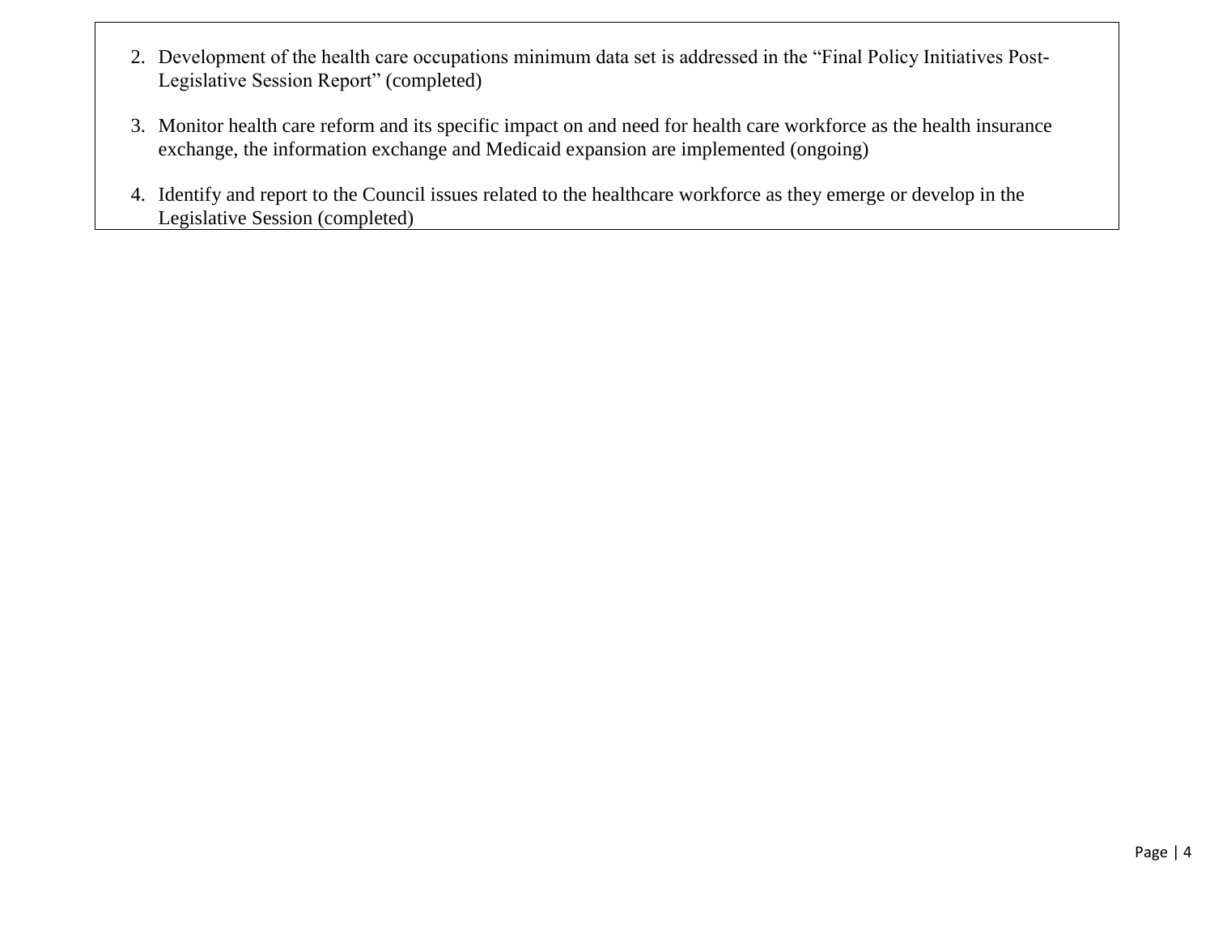2. Development of the health care occupations minimum data set is addressed in the "Final Policy Initiatives Post-Legislative Session Report" (completed)

3. Monitor health care reform and its specific impact on and need for health care workforce as the health insurance exchange, the information exchange and Medicaid expansion are implemented (ongoing)

4. Identify and report to the Council issues related to the healthcare workforce as they emerge or develop in the Legislative Session (completed)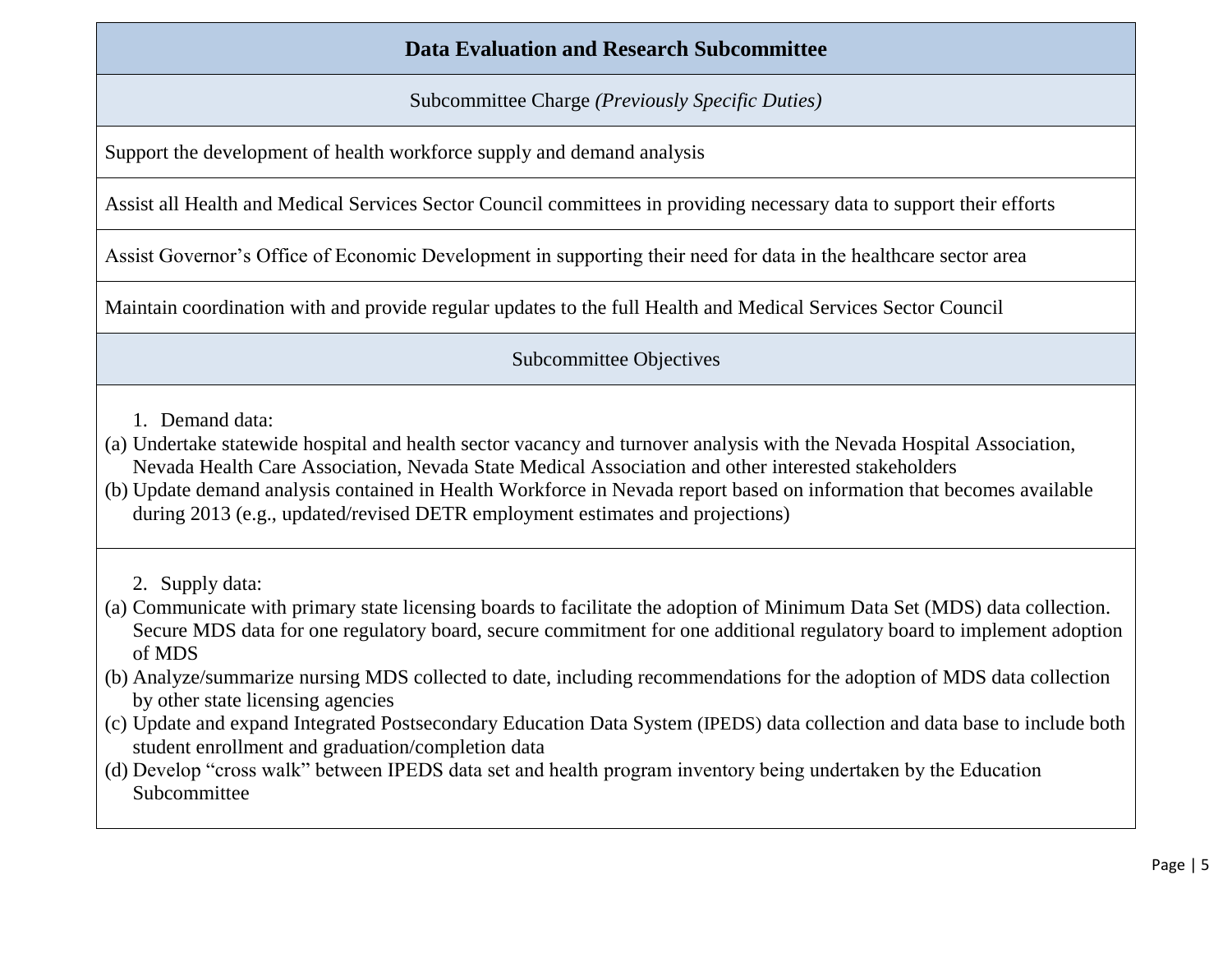## Data Evaluation and Research Subcommittee

### Subcommittee Charge *(Previously Specific Duties)*

Support the development of health workforce supply and demand analysis

Assist all Health and Medical Services Sector Council committees in providing necessary data to support their efforts

Assist Governor’s Office of Economic Development in supporting their need for data in the healthcare sector area

Maintain coordination with and provide regular updates to the full Health and Medical Services Sector Council

### Subcommittee Objectives

1. Demand data:

(a) Undertake statewide hospital and health sector vacancy and turnover analysis with the Nevada Hospital Association, Nevada Health Care Association, Nevada State Medical Association and other interested stakeholders

(b) Update demand analysis contained in Health Workforce in Nevada report based on information that becomes available during 2013 (e.g., updated/revised DETR employment estimates and projections)

2. Supply data:

(a) Communicate with primary state licensing boards to facilitate the adoption of Minimum Data Set (MDS) data collection. Secure MDS data for one regulatory board, secure commitment for one additional regulatory board to implement adoption of MDS

(b) Analyze/summarize nursing MDS collected to date, including recommendations for the adoption of MDS data collection by other state licensing agencies

(c) Update and expand Integrated Postsecondary Education Data System (IPEDS) data collection and data base to include both student enrollment and graduation/completion data

(d) Develop “cross walk” between IPEDS data set and health program inventory being undertaken by the Education Subcommittee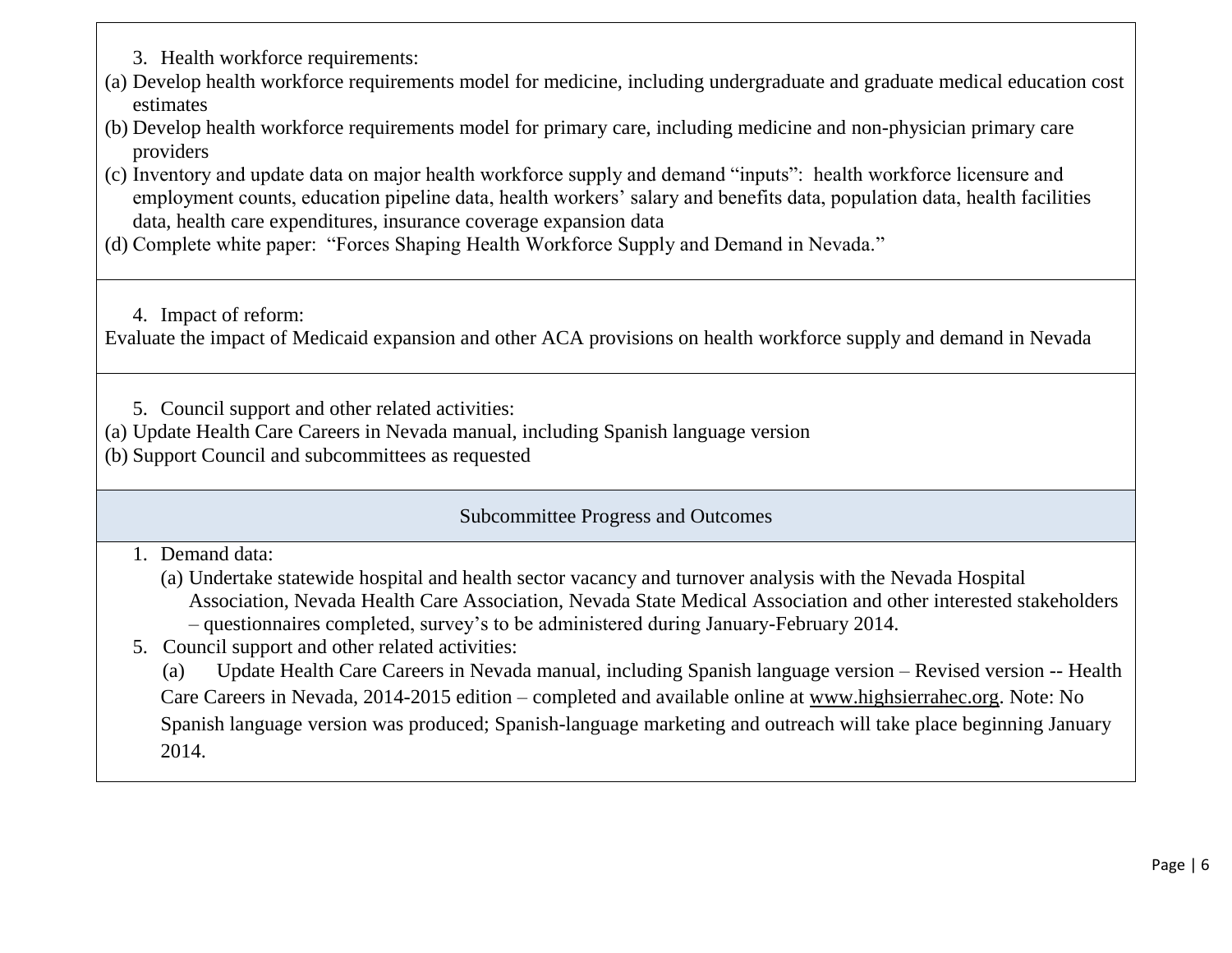3. Health workforce requirements:

(a) Develop health workforce requirements model for medicine, including undergraduate and graduate medical education cost estimates
(b) Develop health workforce requirements model for primary care, including medicine and non-physician primary care providers
(c) Inventory and update data on major health workforce supply and demand "inputs": health workforce licensure and employment counts, education pipeline data, health workers' salary and benefits data, population data, health facilities data, health care expenditures, insurance coverage expansion data
(d) Complete white paper: "Forces Shaping Health Workforce Supply and Demand in Nevada."

4. Impact of reform:

Evaluate the impact of Medicaid expansion and other ACA provisions on health workforce supply and demand in Nevada

5. Council support and other related activities:

(a) Update Health Care Careers in Nevada manual, including Spanish language version
(b) Support Council and subcommittees as requested

## Subcommittee Progress and Outcomes

1. Demand data:
   (a) Undertake statewide hospital and health sector vacancy and turnover analysis with the Nevada Hospital Association, Nevada Health Care Association, Nevada State Medical Association and other interested stakeholders – questionnaires completed, survey's to be administered during January-February 2014.
5. Council support and other related activities:
   (a) Update Health Care Careers in Nevada manual, including Spanish language version – Revised version -- Health Care Careers in Nevada, 2014-2015 edition – completed and available online at www.highsierrahec.org. Note: No Spanish language version was produced; Spanish-language marketing and outreach will take place beginning January 2014.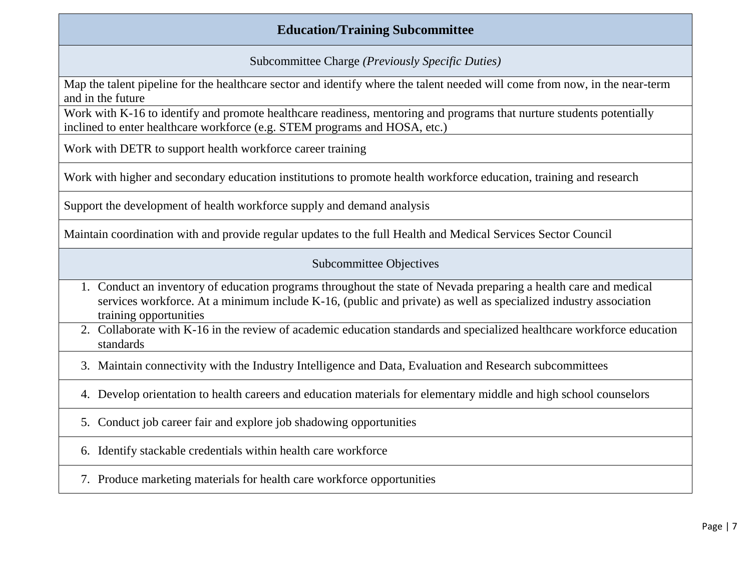| Education/Training Subcommittee |
|---|
| Subcommittee Charge *(Previously Specific Duties)* |
| Map the talent pipeline for the healthcare sector and identify where the talent needed will come from now, in the near-term and in the future |
| Work with K-16 to identify and promote healthcare readiness, mentoring and programs that nurture students potentially inclined to enter healthcare workforce (e.g. STEM programs and HOSA, etc.) |
| Work with DETR to support health workforce career training |
| Work with higher and secondary education institutions to promote health workforce education, training and research |
| Support the development of health workforce supply and demand analysis |
| Maintain coordination with and provide regular updates to the full Health and Medical Services Sector Council |
| Subcommittee Objectives |
| 1. Conduct an inventory of education programs throughout the state of Nevada preparing a health care and medical services workforce. At a minimum include K-16, (public and private) as well as specialized industry association training opportunities |
| 2. Collaborate with K-16 in the review of academic education standards and specialized healthcare workforce education standards |
| 3. Maintain connectivity with the Industry Intelligence and Data, Evaluation and Research subcommittees |
| 4. Develop orientation to health careers and education materials for elementary middle and high school counselors |
| 5. Conduct job career fair and explore job shadowing opportunities |
| 6. Identify stackable credentials within health care workforce |
| 7. Produce marketing materials for health care workforce opportunities |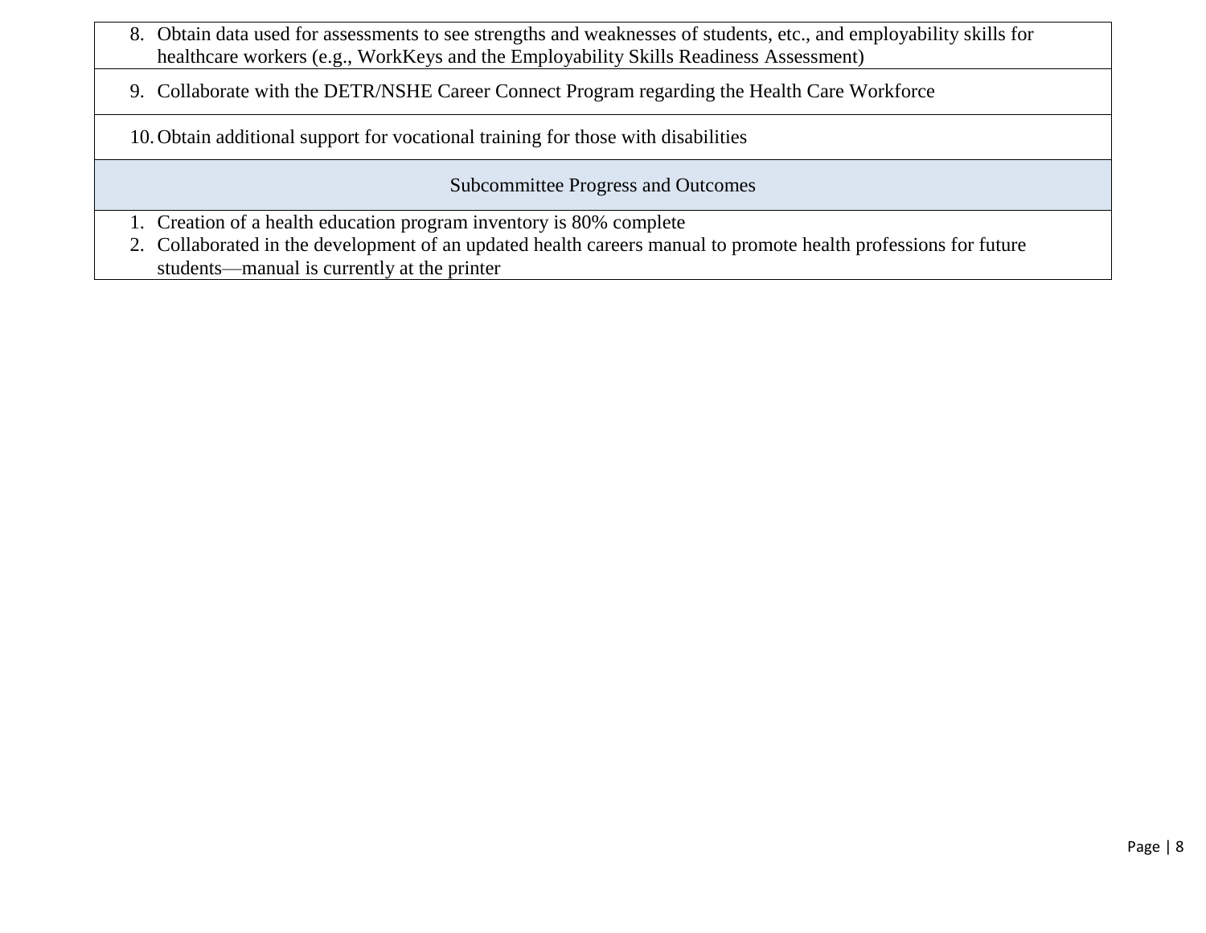8. Obtain data used for assessments to see strengths and weaknesses of students, etc., and employability skills for healthcare workers (e.g., WorkKeys and the Employability Skills Readiness Assessment)

9. Collaborate with the DETR/NSHE Career Connect Program regarding the Health Care Workforce

10. Obtain additional support for vocational training for those with disabilities

### Subcommittee Progress and Outcomes

1. Creation of a health education program inventory is 80% complete
2. Collaborated in the development of an updated health careers manual to promote health professions for future students—manual is currently at the printer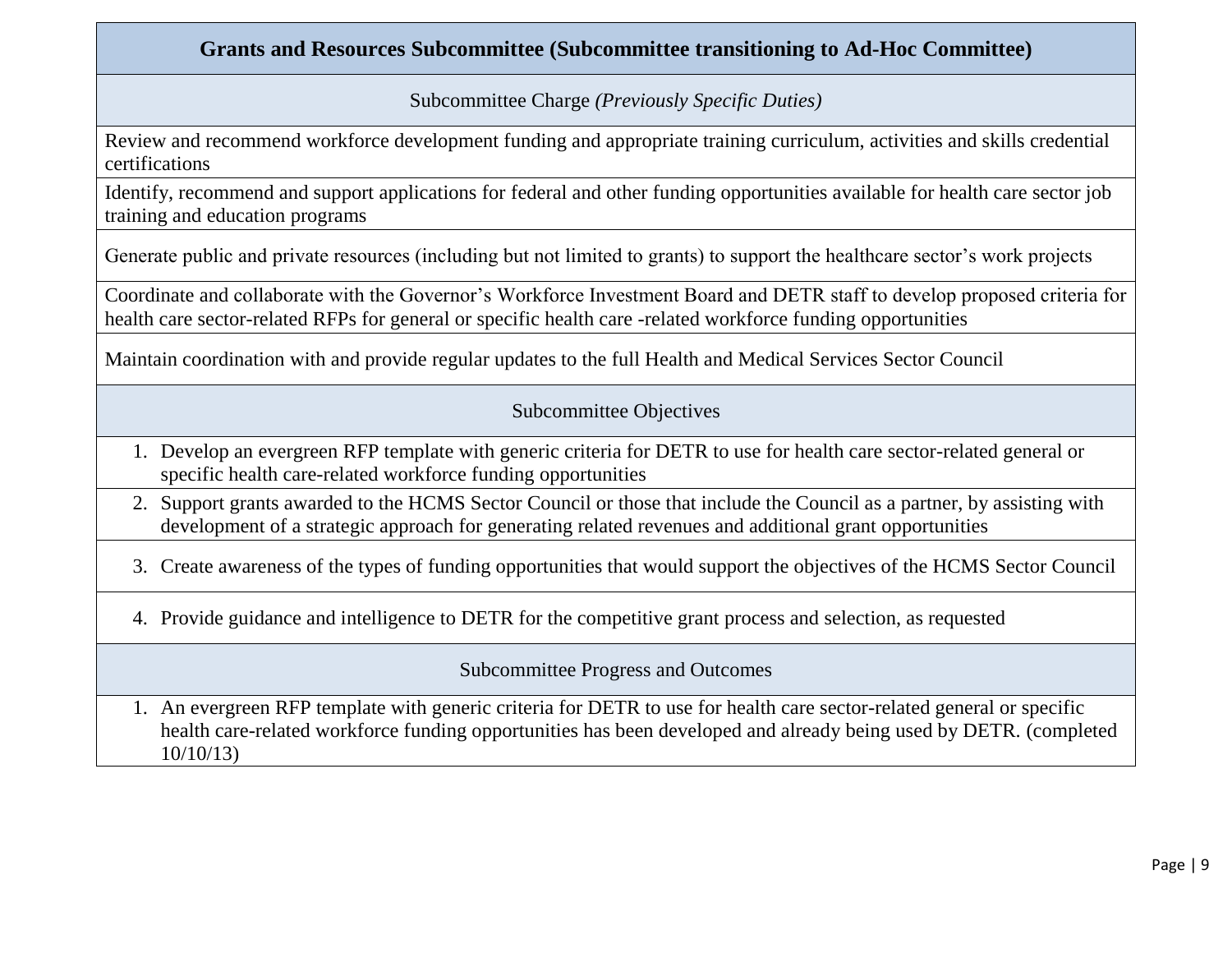## Grants and Resources Subcommittee (Subcommittee transitioning to Ad-Hoc Committee)

### Subcommittee Charge *(Previously Specific Duties)*

Review and recommend workforce development funding and appropriate training curriculum, activities and skills credential certifications

Identify, recommend and support applications for federal and other funding opportunities available for health care sector job training and education programs

Generate public and private resources (including but not limited to grants) to support the healthcare sector's work projects

Coordinate and collaborate with the Governor's Workforce Investment Board and DETR staff to develop proposed criteria for health care sector-related RFPs for general or specific health care -related workforce funding opportunities

Maintain coordination with and provide regular updates to the full Health and Medical Services Sector Council

### Subcommittee Objectives

1. Develop an evergreen RFP template with generic criteria for DETR to use for health care sector-related general or specific health care-related workforce funding opportunities
2. Support grants awarded to the HCMS Sector Council or those that include the Council as a partner, by assisting with development of a strategic approach for generating related revenues and additional grant opportunities
3. Create awareness of the types of funding opportunities that would support the objectives of the HCMS Sector Council
4. Provide guidance and intelligence to DETR for the competitive grant process and selection, as requested

### Subcommittee Progress and Outcomes

1. An evergreen RFP template with generic criteria for DETR to use for health care sector-related general or specific health care-related workforce funding opportunities has been developed and already being used by DETR. (completed 10/10/13)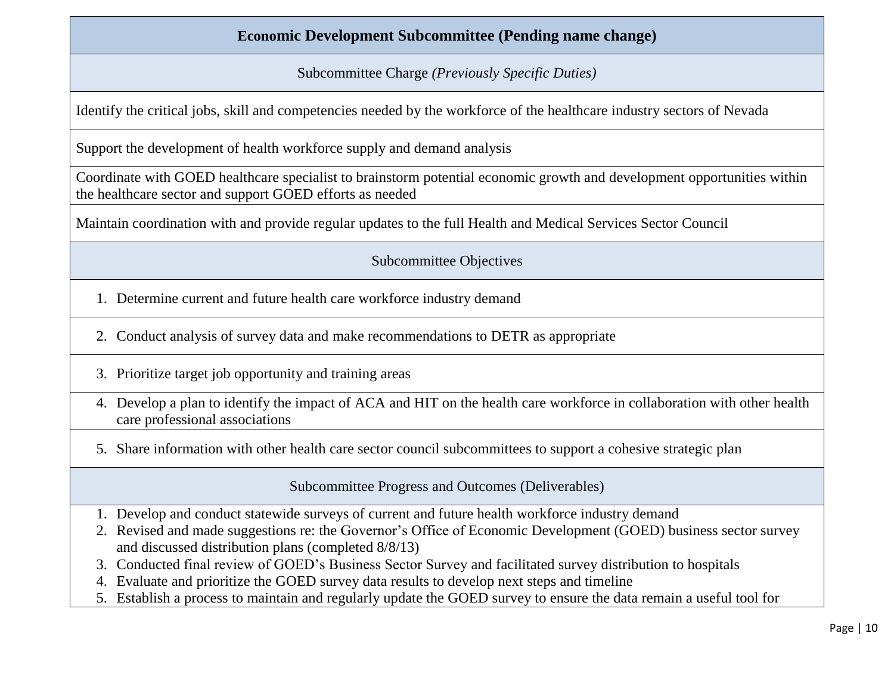| **Economic Development Subcommittee (Pending name change)** |
| --- |
| Subcommittee Charge *(Previously Specific Duties)* |
| Identify the critical jobs, skill and competencies needed by the workforce of the healthcare industry sectors of Nevada |
| Support the development of health workforce supply and demand analysis |
| Coordinate with GOED healthcare specialist to brainstorm potential economic growth and development opportunities within the healthcare sector and support GOED efforts as needed |
| Maintain coordination with and provide regular updates to the full Health and Medical Services Sector Council |
| Subcommittee Objectives |
| 1. Determine current and future health care workforce industry demand |
| 2. Conduct analysis of survey data and make recommendations to DETR as appropriate |
| 3. Prioritize target job opportunity and training areas |
| 4. Develop a plan to identify the impact of ACA and HIT on the health care workforce in collaboration with other health care professional associations |
| 5. Share information with other health care sector council subcommittees to support a cohesive strategic plan |
| Subcommittee Progress and Outcomes (Deliverables) |
| 1. Develop and conduct statewide surveys of current and future health workforce industry demand<br>2. Revised and made suggestions re: the Governor's Office of Economic Development (GOED) business sector survey and discussed distribution plans (completed 8/8/13)<br>3. Conducted final review of GOED's Business Sector Survey and facilitated survey distribution to hospitals<br>4. Evaluate and prioritize the GOED survey data results to develop next steps and timeline<br>5. Establish a process to maintain and regularly update the GOED survey to ensure the data remain a useful tool for |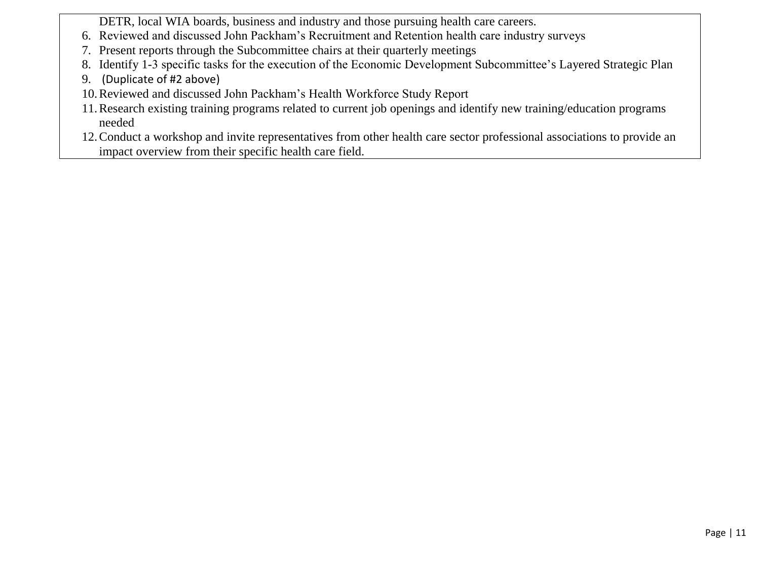DETR, local WIA boards, business and industry and those pursuing health care careers.

6. Reviewed and discussed John Packham's Recruitment and Retention health care industry surveys
7. Present reports through the Subcommittee chairs at their quarterly meetings
8. Identify 1-3 specific tasks for the execution of the Economic Development Subcommittee's Layered Strategic Plan
9. (Duplicate of #2 above)
10. Reviewed and discussed John Packham's Health Workforce Study Report
11. Research existing training programs related to current job openings and identify new training/education programs needed
12. Conduct a workshop and invite representatives from other health care sector professional associations to provide an impact overview from their specific health care field.